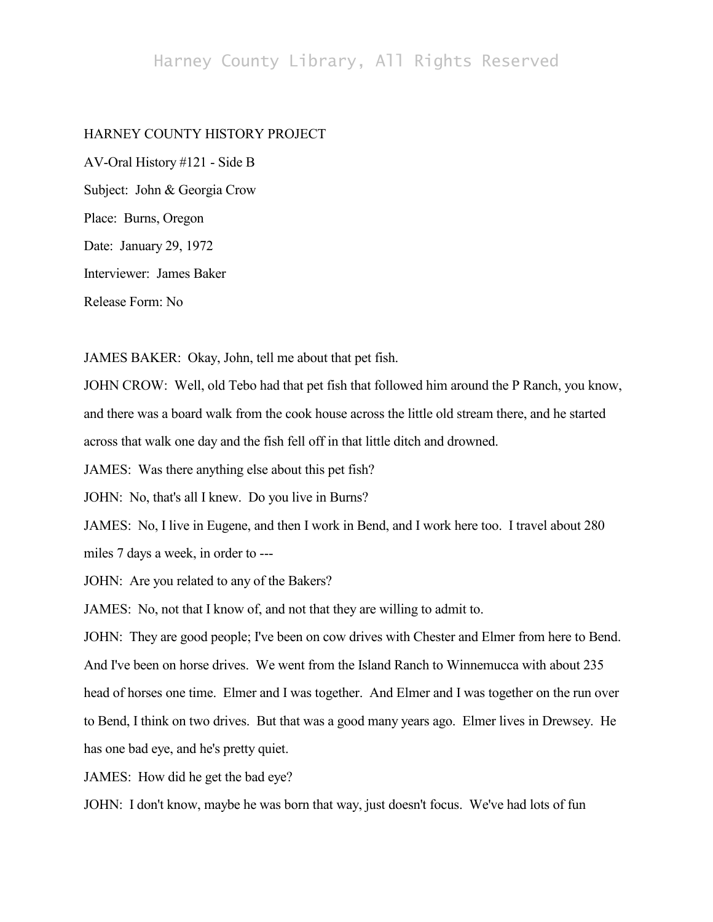HARNEY COUNTY HISTORY PROJECT

AV-Oral History #121 - Side B

Subject: John & Georgia Crow

Place: Burns, Oregon

Date: January 29, 1972

Interviewer: James Baker

Release Form: No

JAMES BAKER: Okay, John, tell me about that pet fish.

JOHN CROW: Well, old Tebo had that pet fish that followed him around the P Ranch, you know, and there was a board walk from the cook house across the little old stream there, and he started across that walk one day and the fish fell off in that little ditch and drowned.

JAMES: Was there anything else about this pet fish?

JOHN: No, that's all I knew. Do you live in Burns?

JAMES: No, I live in Eugene, and then I work in Bend, and I work here too. I travel about 280 miles 7 days a week, in order to ---

JOHN: Are you related to any of the Bakers?

JAMES: No, not that I know of, and not that they are willing to admit to.

JOHN: They are good people; I've been on cow drives with Chester and Elmer from here to Bend. And I've been on horse drives. We went from the Island Ranch to Winnemucca with about 235 head of horses one time. Elmer and I was together. And Elmer and I was together on the run over to Bend, I think on two drives. But that was a good many years ago. Elmer lives in Drewsey. He has one bad eye, and he's pretty quiet.

JAMES: How did he get the bad eye?

JOHN: I don't know, maybe he was born that way, just doesn't focus. We've had lots of fun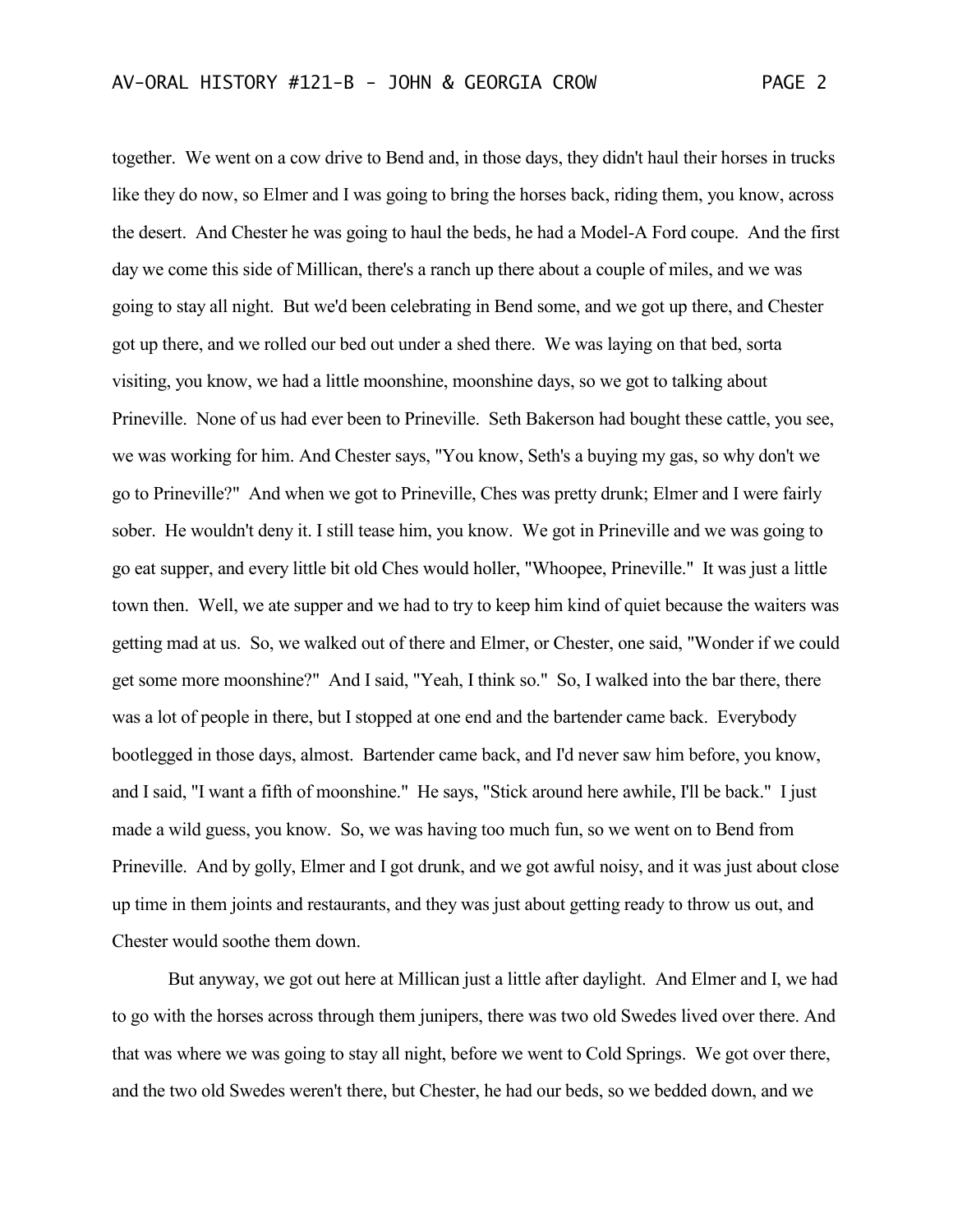together. We went on a cow drive to Bend and, in those days, they didn't haul their horses in trucks like they do now, so Elmer and I was going to bring the horses back, riding them, you know, across the desert. And Chester he was going to haul the beds, he had a Model-A Ford coupe. And the first day we come this side of Millican, there's a ranch up there about a couple of miles, and we was going to stay all night. But we'd been celebrating in Bend some, and we got up there, and Chester got up there, and we rolled our bed out under a shed there. We was laying on that bed, sorta visiting, you know, we had a little moonshine, moonshine days, so we got to talking about Prineville. None of us had ever been to Prineville. Seth Bakerson had bought these cattle, you see, we was working for him. And Chester says, "You know, Seth's a buying my gas, so why don't we go to Prineville?" And when we got to Prineville, Ches was pretty drunk; Elmer and I were fairly sober. He wouldn't deny it. I still tease him, you know. We got in Prineville and we was going to go eat supper, and every little bit old Ches would holler, "Whoopee, Prineville." It was just a little town then. Well, we ate supper and we had to try to keep him kind of quiet because the waiters was getting mad at us. So, we walked out of there and Elmer, or Chester, one said, "Wonder if we could get some more moonshine?" And I said, "Yeah, I think so." So, I walked into the bar there, there was a lot of people in there, but I stopped at one end and the bartender came back. Everybody bootlegged in those days, almost. Bartender came back, and I'd never saw him before, you know, and I said, "I want a fifth of moonshine." He says, "Stick around here awhile, I'll be back." I just made a wild guess, you know. So, we was having too much fun, so we went on to Bend from Prineville. And by golly, Elmer and I got drunk, and we got awful noisy, and it was just about close up time in them joints and restaurants, and they was just about getting ready to throw us out, and Chester would soothe them down.

But anyway, we got out here at Millican just a little after daylight. And Elmer and I, we had to go with the horses across through them junipers, there was two old Swedes lived over there. And that was where we was going to stay all night, before we went to Cold Springs. We got over there, and the two old Swedes weren't there, but Chester, he had our beds, so we bedded down, and we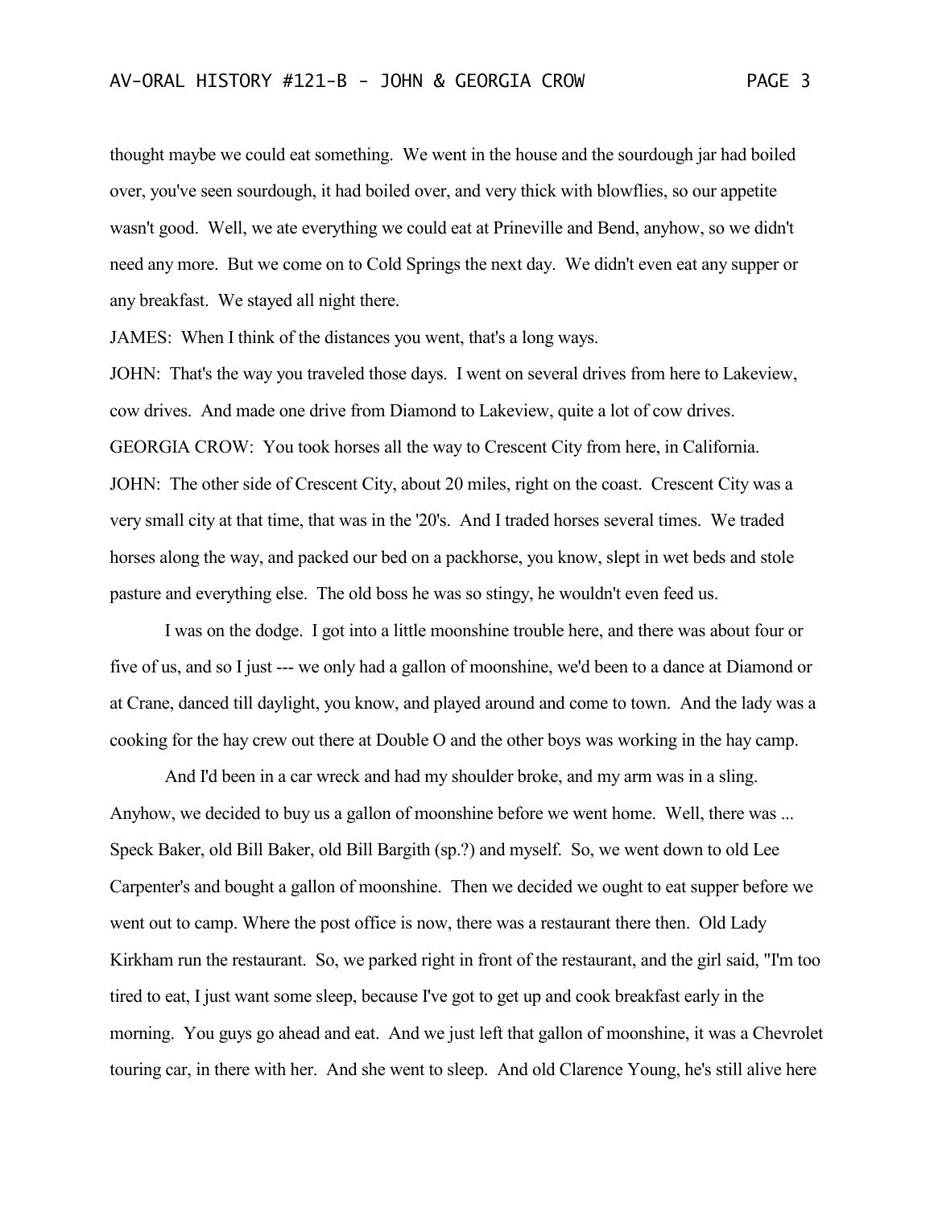thought maybe we could eat something. We went in the house and the sourdough jar had boiled over, you've seen sourdough, it had boiled over, and very thick with blowflies, so our appetite wasn't good. Well, we ate everything we could eat at Prineville and Bend, anyhow, so we didn't need any more. But we come on to Cold Springs the next day. We didn't even eat any supper or any breakfast. We stayed all night there.

JAMES: When I think of the distances you went, that's a long ways.

JOHN: That's the way you traveled those days. I went on several drives from here to Lakeview, cow drives. And made one drive from Diamond to Lakeview, quite a lot of cow drives.

GEORGIA CROW: You took horses all the way to Crescent City from here, in California.

JOHN: The other side of Crescent City, about 20 miles, right on the coast. Crescent City was a very small city at that time, that was in the '20's. And I traded horses several times. We traded horses along the way, and packed our bed on a packhorse, you know, slept in wet beds and stole pasture and everything else. The old boss he was so stingy, he wouldn't even feed us.

I was on the dodge. I got into a little moonshine trouble here, and there was about four or five of us, and so I just --- we only had a gallon of moonshine, we'd been to a dance at Diamond or at Crane, danced till daylight, you know, and played around and come to town. And the lady was a cooking for the hay crew out there at Double O and the other boys was working in the hay camp.

And I'd been in a car wreck and had my shoulder broke, and my arm was in a sling. Anyhow, we decided to buy us a gallon of moonshine before we went home. Well, there was ... Speck Baker, old Bill Baker, old Bill Bargith (sp.?) and myself. So, we went down to old Lee Carpenter's and bought a gallon of moonshine. Then we decided we ought to eat supper before we went out to camp. Where the post office is now, there was a restaurant there then. Old Lady Kirkham run the restaurant. So, we parked right in front of the restaurant, and the girl said, "I'm too tired to eat, I just want some sleep, because I've got to get up and cook breakfast early in the morning. You guys go ahead and eat. And we just left that gallon of moonshine, it was a Chevrolet touring car, in there with her. And she went to sleep. And old Clarence Young, he's still alive here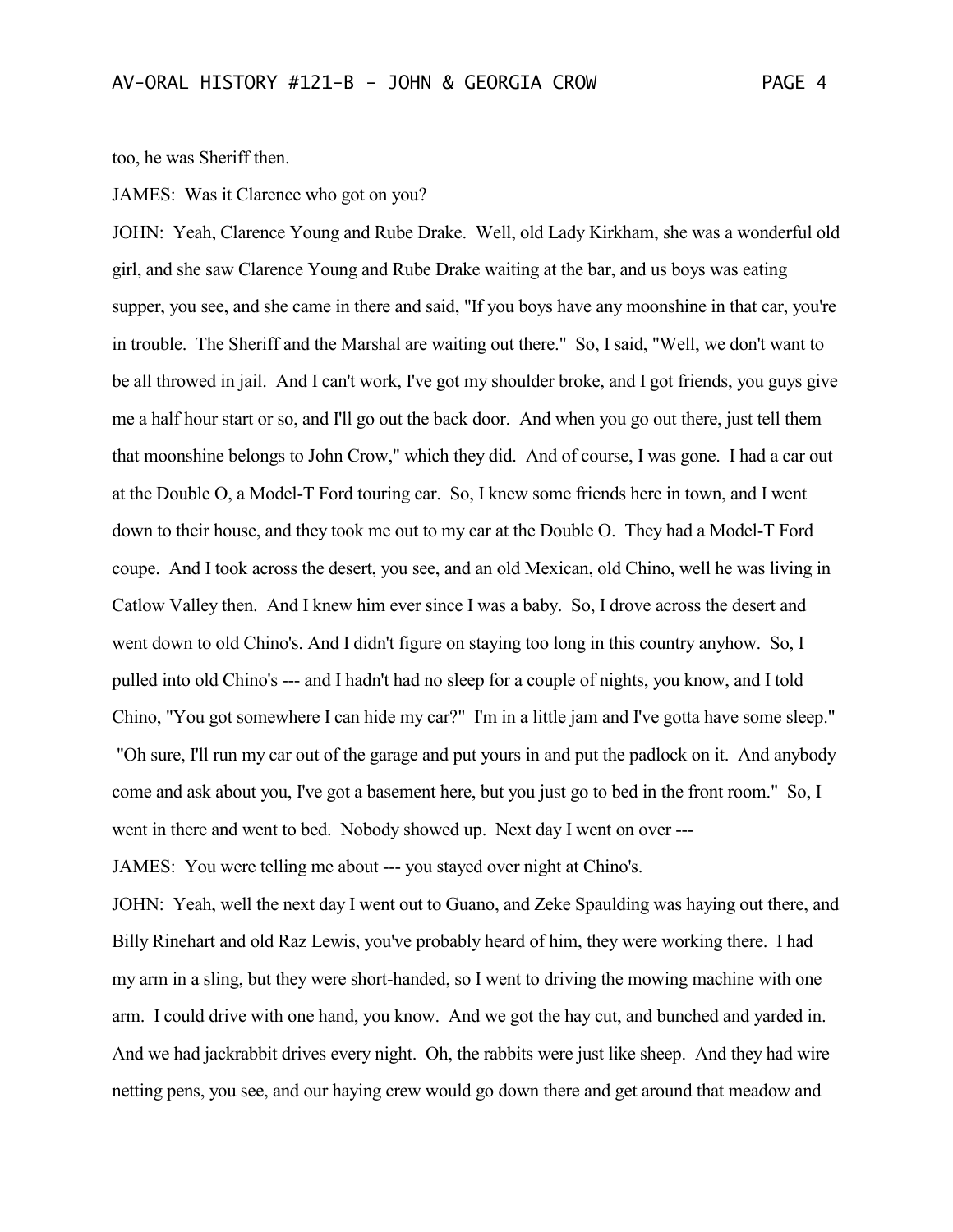too, he was Sheriff then.

JAMES: Was it Clarence who got on you?

JOHN: Yeah, Clarence Young and Rube Drake. Well, old Lady Kirkham, she was a wonderful old girl, and she saw Clarence Young and Rube Drake waiting at the bar, and us boys was eating supper, you see, and she came in there and said, "If you boys have any moonshine in that car, you're in trouble. The Sheriff and the Marshal are waiting out there." So, I said, "Well, we don't want to be all throwed in jail. And I can't work, I've got my shoulder broke, and I got friends, you guys give me a half hour start or so, and I'll go out the back door. And when you go out there, just tell them that moonshine belongs to John Crow," which they did. And of course, I was gone. I had a car out at the Double O, a Model-T Ford touring car. So, I knew some friends here in town, and I went down to their house, and they took me out to my car at the Double O. They had a Model-T Ford coupe. And I took across the desert, you see, and an old Mexican, old Chino, well he was living in Catlow Valley then. And I knew him ever since I was a baby. So, I drove across the desert and went down to old Chino's. And I didn't figure on staying too long in this country anyhow. So, I pulled into old Chino's --- and I hadn't had no sleep for a couple of nights, you know, and I told Chino, "You got somewhere I can hide my car?" I'm in a little jam and I've gotta have some sleep." "Oh sure, I'll run my car out of the garage and put yours in and put the padlock on it. And anybody come and ask about you, I've got a basement here, but you just go to bed in the front room." So, I went in there and went to bed. Nobody showed up. Next day I went on over ---

JAMES: You were telling me about --- you stayed over night at Chino's.

JOHN: Yeah, well the next day I went out to Guano, and Zeke Spaulding was haying out there, and Billy Rinehart and old Raz Lewis, you've probably heard of him, they were working there. I had my arm in a sling, but they were short-handed, so I went to driving the mowing machine with one arm. I could drive with one hand, you know. And we got the hay cut, and bunched and yarded in. And we had jackrabbit drives every night. Oh, the rabbits were just like sheep. And they had wire netting pens, you see, and our haying crew would go down there and get around that meadow and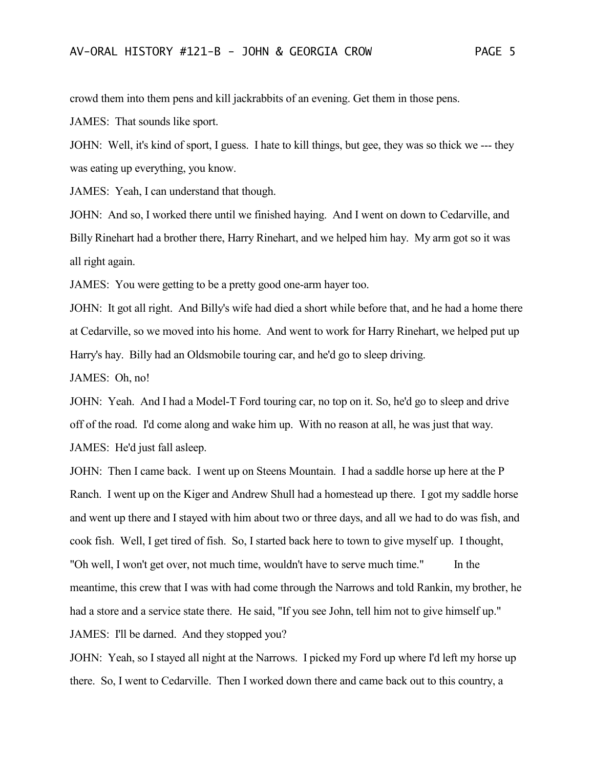crowd them into them pens and kill jackrabbits of an evening. Get them in those pens.

JAMES: That sounds like sport.

JOHN: Well, it's kind of sport, I guess. I hate to kill things, but gee, they was so thick we --- they was eating up everything, you know.

JAMES: Yeah, I can understand that though.

JOHN: And so, I worked there until we finished haying. And I went on down to Cedarville, and Billy Rinehart had a brother there, Harry Rinehart, and we helped him hay. My arm got so it was all right again.

JAMES: You were getting to be a pretty good one-arm hayer too.

JOHN: It got all right. And Billy's wife had died a short while before that, and he had a home there at Cedarville, so we moved into his home. And went to work for Harry Rinehart, we helped put up Harry's hay. Billy had an Oldsmobile touring car, and he'd go to sleep driving.

JAMES: Oh, no!

JOHN: Yeah. And I had a Model-T Ford touring car, no top on it. So, he'd go to sleep and drive off of the road. I'd come along and wake him up. With no reason at all, he was just that way.

JAMES: He'd just fall asleep.

JOHN: Then I came back. I went up on Steens Mountain. I had a saddle horse up here at the P Ranch. I went up on the Kiger and Andrew Shull had a homestead up there. I got my saddle horse and went up there and I stayed with him about two or three days, and all we had to do was fish, and cook fish. Well, I get tired of fish. So, I started back here to town to give myself up. I thought, "Oh well, I won't get over, not much time, wouldn't have to serve much time." In the meantime, this crew that I was with had come through the Narrows and told Rankin, my brother, he had a store and a service state there. He said, "If you see John, tell him not to give himself up."

JAMES: I'll be darned. And they stopped you?

JOHN: Yeah, so I stayed all night at the Narrows. I picked my Ford up where I'd left my horse up there. So, I went to Cedarville. Then I worked down there and came back out to this country, a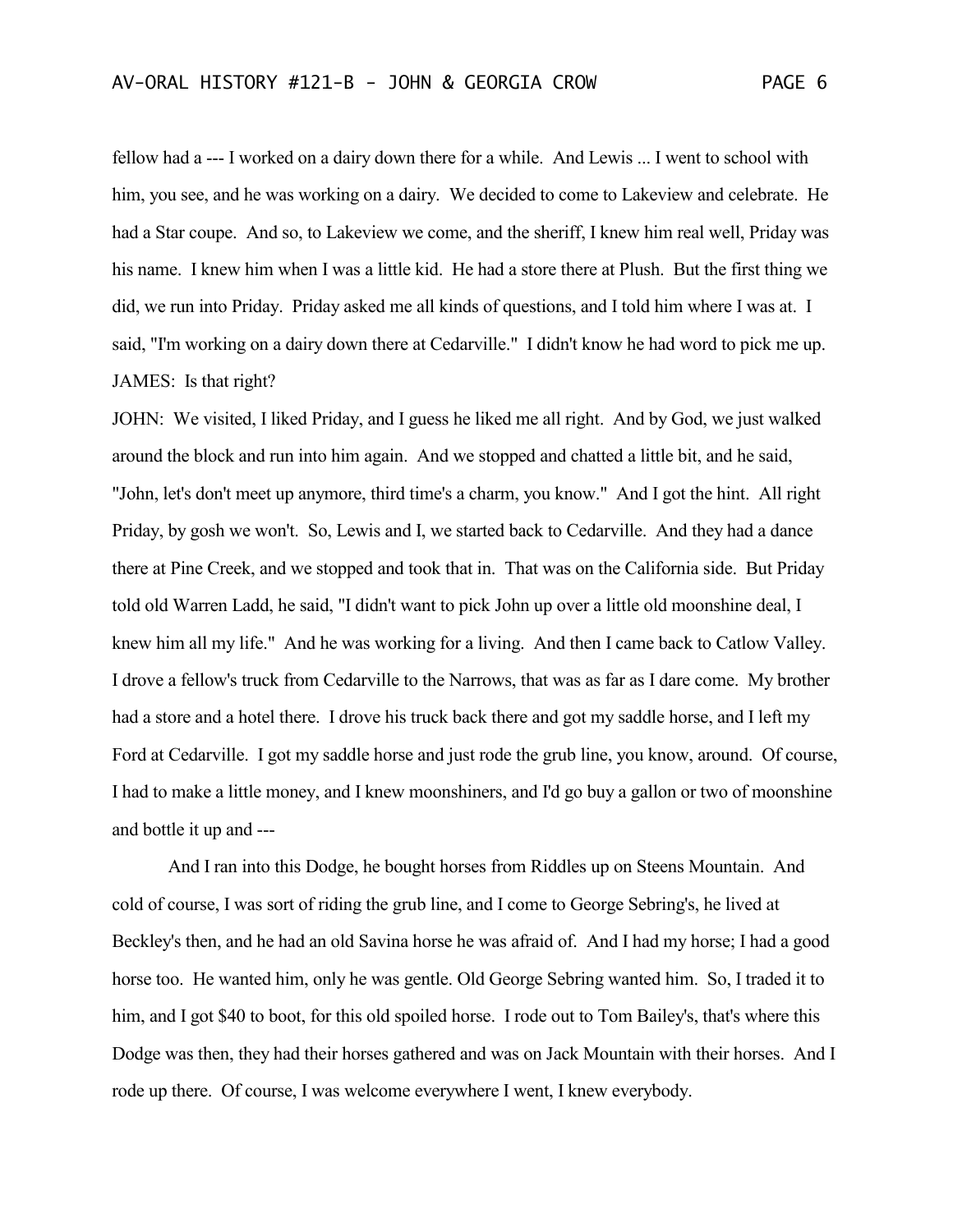fellow had a --- I worked on a dairy down there for a while. And Lewis ... I went to school with him, you see, and he was working on a dairy. We decided to come to Lakeview and celebrate. He had a Star coupe. And so, to Lakeview we come, and the sheriff, I knew him real well, Priday was his name. I knew him when I was a little kid. He had a store there at Plush. But the first thing we did, we run into Priday. Priday asked me all kinds of questions, and I told him where I was at. I said, "I'm working on a dairy down there at Cedarville." I didn't know he had word to pick me up.

JAMES: Is that right?

JOHN: We visited, I liked Priday, and I guess he liked me all right. And by God, we just walked around the block and run into him again. And we stopped and chatted a little bit, and he said, "John, let's don't meet up anymore, third time's a charm, you know." And I got the hint. All right Priday, by gosh we won't. So, Lewis and I, we started back to Cedarville. And they had a dance there at Pine Creek, and we stopped and took that in. That was on the California side. But Priday told old Warren Ladd, he said, "I didn't want to pick John up over a little old moonshine deal, I knew him all my life." And he was working for a living. And then I came back to Catlow Valley. I drove a fellow's truck from Cedarville to the Narrows, that was as far as I dare come. My brother had a store and a hotel there. I drove his truck back there and got my saddle horse, and I left my Ford at Cedarville. I got my saddle horse and just rode the grub line, you know, around. Of course, I had to make a little money, and I knew moonshiners, and I'd go buy a gallon or two of moonshine and bottle it up and ---

And I ran into this Dodge, he bought horses from Riddles up on Steens Mountain. And cold of course, I was sort of riding the grub line, and I come to George Sebring's, he lived at Beckley's then, and he had an old Savina horse he was afraid of. And I had my horse; I had a good horse too. He wanted him, only he was gentle. Old George Sebring wanted him. So, I traded it to him, and I got $40 to boot, for this old spoiled horse. I rode out to Tom Bailey's, that's where this Dodge was then, they had their horses gathered and was on Jack Mountain with their horses. And I rode up there. Of course, I was welcome everywhere I went, I knew everybody.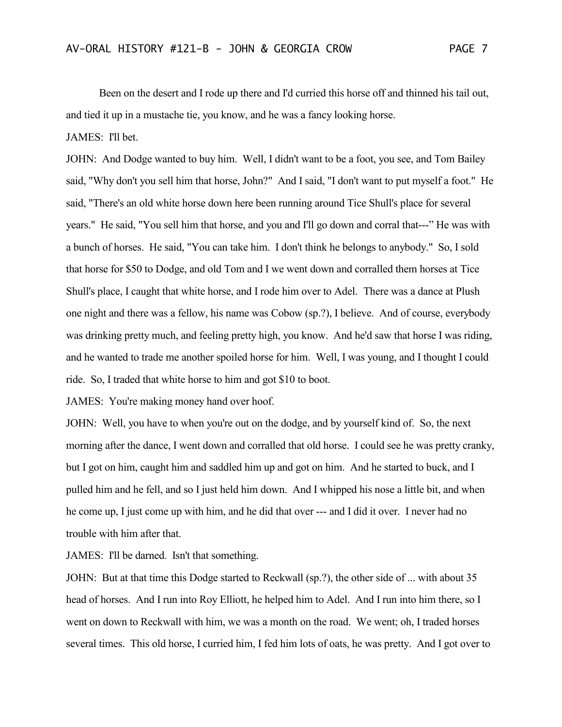Been on the desert and I rode up there and I'd curried this horse off and thinned his tail out, and tied it up in a mustache tie, you know, and he was a fancy looking horse.

JAMES: I'll bet.

JOHN: And Dodge wanted to buy him. Well, I didn't want to be a foot, you see, and Tom Bailey said, "Why don't you sell him that horse, John?" And I said, "I don't want to put myself a foot." He said, "There's an old white horse down here been running around Tice Shull's place for several years." He said, "You sell him that horse, and you and I'll go down and corral that---" He was with a bunch of horses. He said, "You can take him. I don't think he belongs to anybody." So, I sold that horse for $50 to Dodge, and old Tom and I we went down and corralled them horses at Tice Shull's place, I caught that white horse, and I rode him over to Adel. There was a dance at Plush one night and there was a fellow, his name was Cobow (sp.?), I believe. And of course, everybody was drinking pretty much, and feeling pretty high, you know. And he'd saw that horse I was riding, and he wanted to trade me another spoiled horse for him. Well, I was young, and I thought I could ride. So, I traded that white horse to him and got $10 to boot.

JAMES: You're making money hand over hoof.

JOHN: Well, you have to when you're out on the dodge, and by yourself kind of. So, the next morning after the dance, I went down and corralled that old horse. I could see he was pretty cranky, but I got on him, caught him and saddled him up and got on him. And he started to buck, and I pulled him and he fell, and so I just held him down. And I whipped his nose a little bit, and when he come up, I just come up with him, and he did that over --- and I did it over. I never had no trouble with him after that.

JAMES: I'll be darned. Isn't that something.

JOHN: But at that time this Dodge started to Reckwall (sp.?), the other side of ... with about 35 head of horses. And I run into Roy Elliott, he helped him to Adel. And I run into him there, so I went on down to Reckwall with him, we was a month on the road. We went; oh, I traded horses several times. This old horse, I curried him, I fed him lots of oats, he was pretty. And I got over to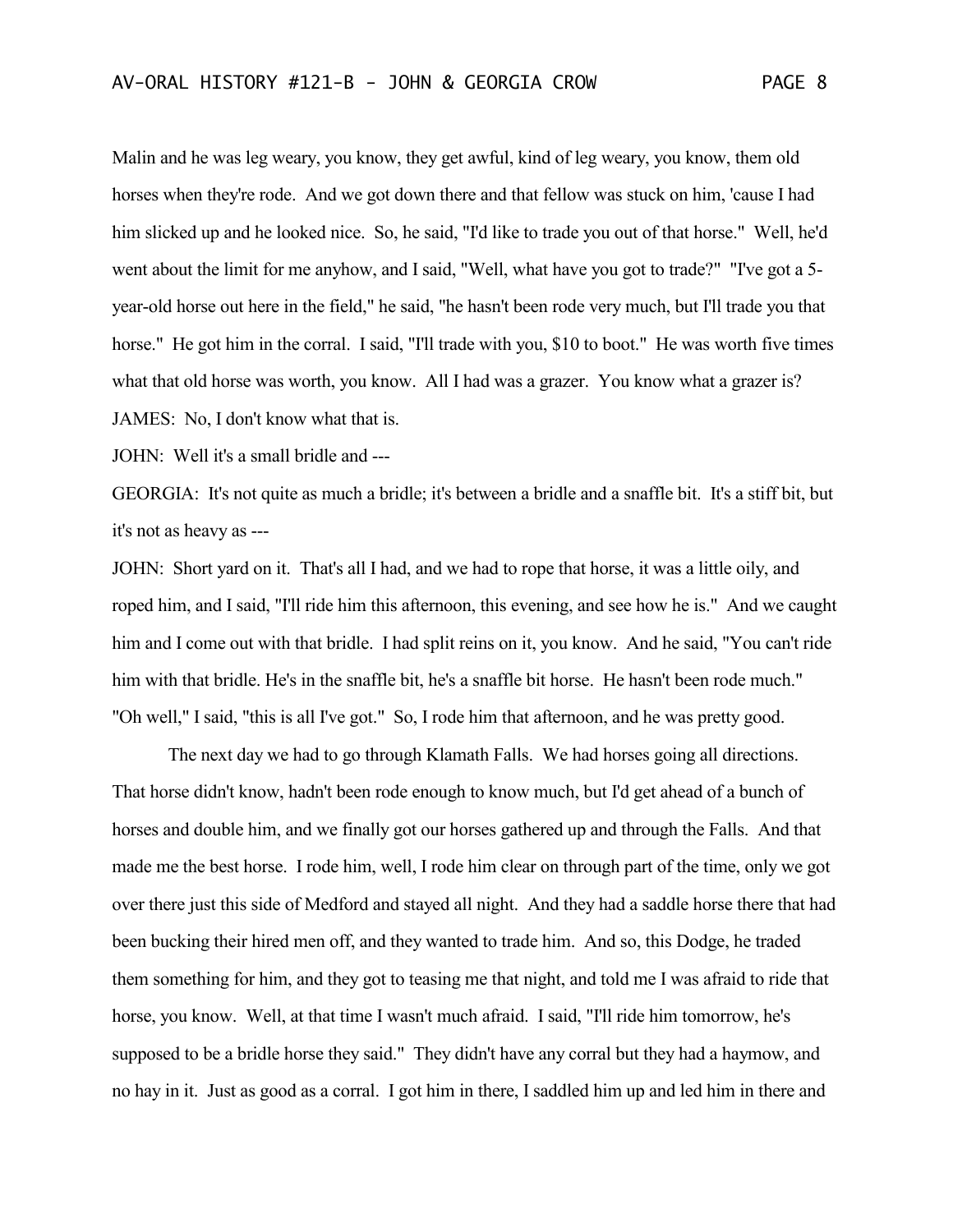Malin and he was leg weary, you know, they get awful, kind of leg weary, you know, them old horses when they're rode. And we got down there and that fellow was stuck on him, 'cause I had him slicked up and he looked nice. So, he said, "I'd like to trade you out of that horse." Well, he'd went about the limit for me anyhow, and I said, "Well, what have you got to trade?" "I've got a 5-year-old horse out here in the field," he said, "he hasn't been rode very much, but I'll trade you that horse." He got him in the corral. I said, "I'll trade with you, $10 to boot." He was worth five times what that old horse was worth, you know. All I had was a grazer. You know what a grazer is?

JAMES: No, I don't know what that is.

JOHN: Well it's a small bridle and ---

GEORGIA: It's not quite as much a bridle; it's between a bridle and a snaffle bit. It's a stiff bit, but it's not as heavy as ---

JOHN: Short yard on it. That's all I had, and we had to rope that horse, it was a little oily, and roped him, and I said, "I'll ride him this afternoon, this evening, and see how he is." And we caught him and I come out with that bridle. I had split reins on it, you know. And he said, "You can't ride him with that bridle. He's in the snaffle bit, he's a snaffle bit horse. He hasn't been rode much." "Oh well," I said, "this is all I've got." So, I rode him that afternoon, and he was pretty good.

The next day we had to go through Klamath Falls. We had horses going all directions. That horse didn't know, hadn't been rode enough to know much, but I'd get ahead of a bunch of horses and double him, and we finally got our horses gathered up and through the Falls. And that made me the best horse. I rode him, well, I rode him clear on through part of the time, only we got over there just this side of Medford and stayed all night. And they had a saddle horse there that had been bucking their hired men off, and they wanted to trade him. And so, this Dodge, he traded them something for him, and they got to teasing me that night, and told me I was afraid to ride that horse, you know. Well, at that time I wasn't much afraid. I said, "I'll ride him tomorrow, he's supposed to be a bridle horse they said." They didn't have any corral but they had a haymow, and no hay in it. Just as good as a corral. I got him in there, I saddled him up and led him in there and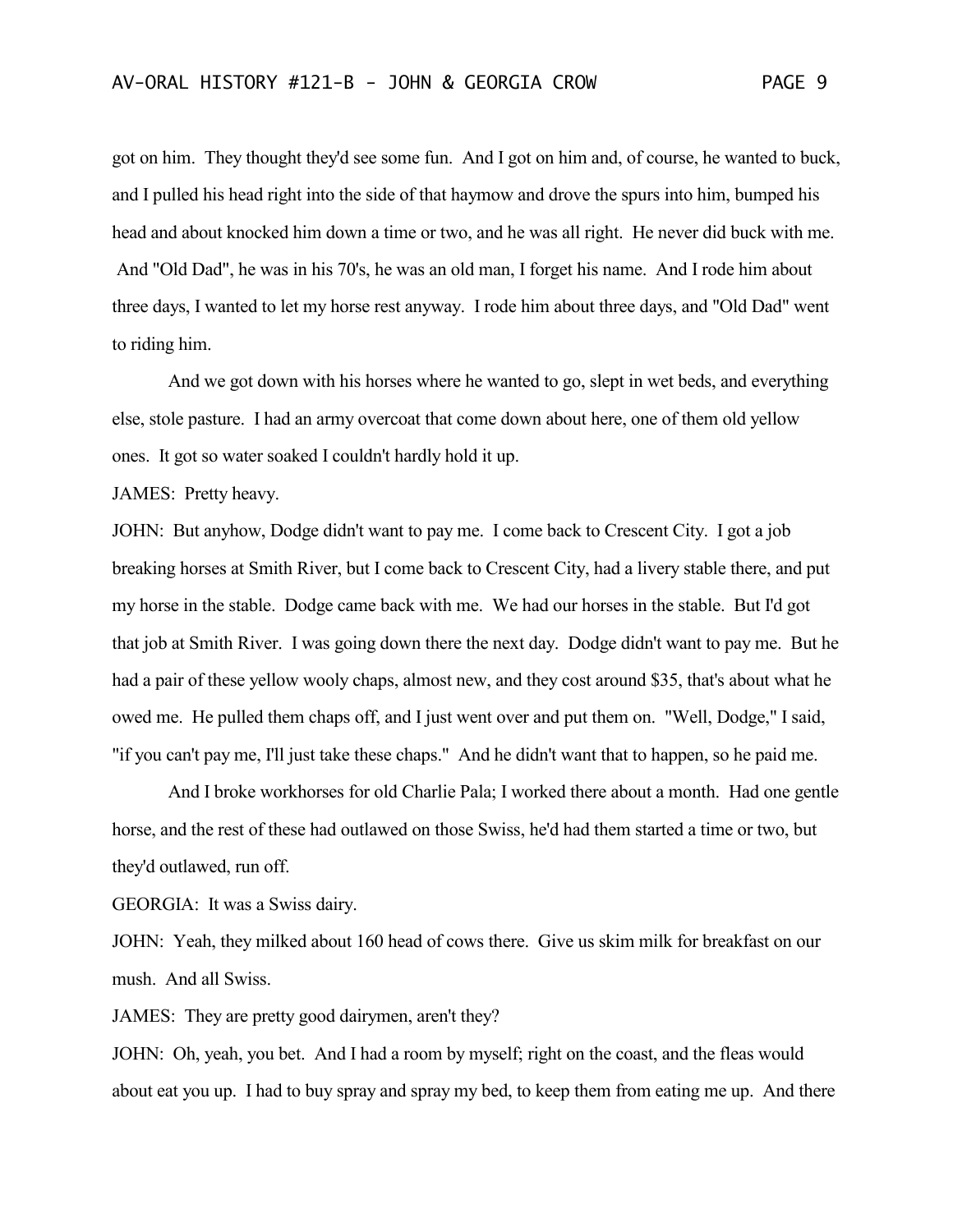got on him. They thought they'd see some fun. And I got on him and, of course, he wanted to buck, and I pulled his head right into the side of that haymow and drove the spurs into him, bumped his head and about knocked him down a time or two, and he was all right. He never did buck with me. And "Old Dad", he was in his 70's, he was an old man, I forget his name. And I rode him about three days, I wanted to let my horse rest anyway. I rode him about three days, and "Old Dad" went to riding him.

And we got down with his horses where he wanted to go, slept in wet beds, and everything else, stole pasture. I had an army overcoat that come down about here, one of them old yellow ones. It got so water soaked I couldn't hardly hold it up.

JAMES: Pretty heavy.

JOHN: But anyhow, Dodge didn't want to pay me. I come back to Crescent City. I got a job breaking horses at Smith River, but I come back to Crescent City, had a livery stable there, and put my horse in the stable. Dodge came back with me. We had our horses in the stable. But I'd got that job at Smith River. I was going down there the next day. Dodge didn't want to pay me. But he had a pair of these yellow wooly chaps, almost new, and they cost around $35, that's about what he owed me. He pulled them chaps off, and I just went over and put them on. "Well, Dodge," I said, "if you can't pay me, I'll just take these chaps." And he didn't want that to happen, so he paid me.

And I broke workhorses for old Charlie Pala; I worked there about a month. Had one gentle horse, and the rest of these had outlawed on those Swiss, he'd had them started a time or two, but they'd outlawed, run off.

GEORGIA: It was a Swiss dairy.

JOHN: Yeah, they milked about 160 head of cows there. Give us skim milk for breakfast on our mush. And all Swiss.

JAMES: They are pretty good dairymen, aren't they?

JOHN: Oh, yeah, you bet. And I had a room by myself; right on the coast, and the fleas would about eat you up. I had to buy spray and spray my bed, to keep them from eating me up. And there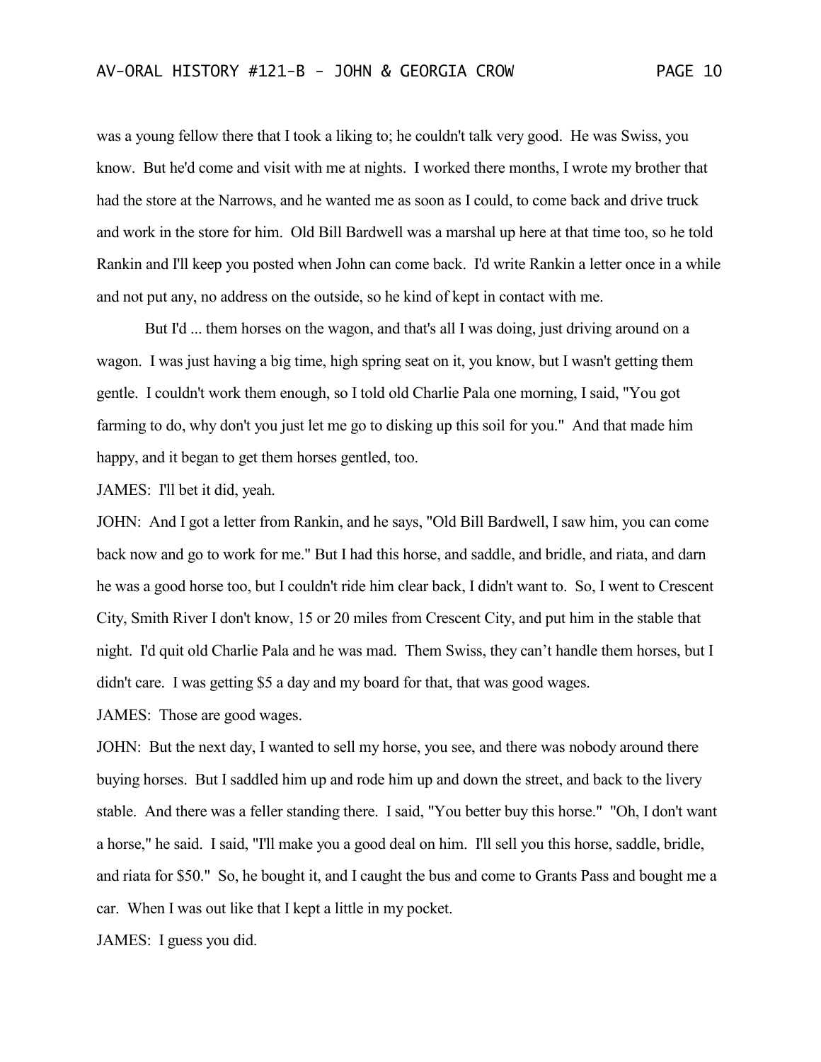was a young fellow there that I took a liking to; he couldn't talk very good. He was Swiss, you know. But he'd come and visit with me at nights. I worked there months, I wrote my brother that had the store at the Narrows, and he wanted me as soon as I could, to come back and drive truck and work in the store for him. Old Bill Bardwell was a marshal up here at that time too, so he told Rankin and I'll keep you posted when John can come back. I'd write Rankin a letter once in a while and not put any, no address on the outside, so he kind of kept in contact with me.

But I'd ... them horses on the wagon, and that's all I was doing, just driving around on a wagon. I was just having a big time, high spring seat on it, you know, but I wasn't getting them gentle. I couldn't work them enough, so I told old Charlie Pala one morning, I said, "You got farming to do, why don't you just let me go to disking up this soil for you." And that made him happy, and it began to get them horses gentled, too.

JAMES: I'll bet it did, yeah.

JOHN: And I got a letter from Rankin, and he says, "Old Bill Bardwell, I saw him, you can come back now and go to work for me." But I had this horse, and saddle, and bridle, and riata, and darn he was a good horse too, but I couldn't ride him clear back, I didn't want to. So, I went to Crescent City, Smith River I don't know, 15 or 20 miles from Crescent City, and put him in the stable that night. I'd quit old Charlie Pala and he was mad. Them Swiss, they can't handle them horses, but I didn't care. I was getting $5 a day and my board for that, that was good wages.

JAMES: Those are good wages.

JOHN: But the next day, I wanted to sell my horse, you see, and there was nobody around there buying horses. But I saddled him up and rode him up and down the street, and back to the livery stable. And there was a feller standing there. I said, "You better buy this horse." "Oh, I don't want a horse," he said. I said, "I'll make you a good deal on him. I'll sell you this horse, saddle, bridle, and riata for $50." So, he bought it, and I caught the bus and come to Grants Pass and bought me a car. When I was out like that I kept a little in my pocket.

JAMES: I guess you did.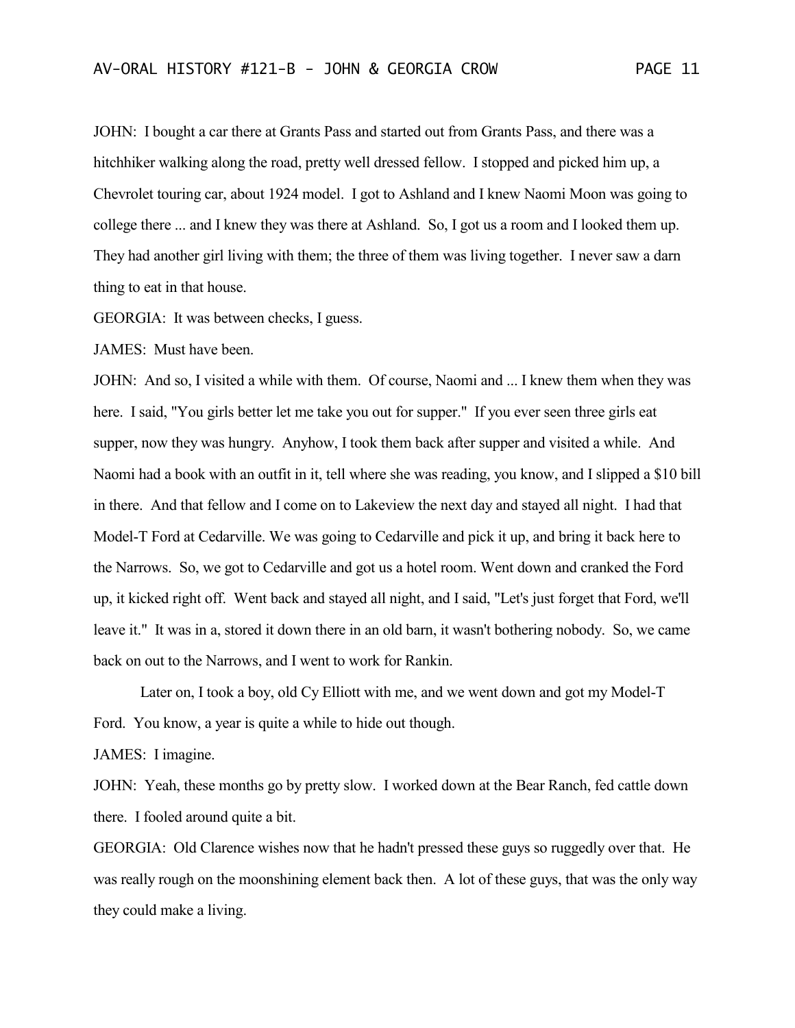JOHN: I bought a car there at Grants Pass and started out from Grants Pass, and there was a hitchhiker walking along the road, pretty well dressed fellow. I stopped and picked him up, a Chevrolet touring car, about 1924 model. I got to Ashland and I knew Naomi Moon was going to college there ... and I knew they was there at Ashland. So, I got us a room and I looked them up. They had another girl living with them; the three of them was living together. I never saw a darn thing to eat in that house.

GEORGIA: It was between checks, I guess.

JAMES: Must have been.

JOHN: And so, I visited a while with them. Of course, Naomi and ... I knew them when they was here. I said, "You girls better let me take you out for supper." If you ever seen three girls eat supper, now they was hungry. Anyhow, I took them back after supper and visited a while. And Naomi had a book with an outfit in it, tell where she was reading, you know, and I slipped a $10 bill in there. And that fellow and I come on to Lakeview the next day and stayed all night. I had that Model-T Ford at Cedarville. We was going to Cedarville and pick it up, and bring it back here to the Narrows. So, we got to Cedarville and got us a hotel room. Went down and cranked the Ford up, it kicked right off. Went back and stayed all night, and I said, "Let's just forget that Ford, we'll leave it." It was in a, stored it down there in an old barn, it wasn't bothering nobody. So, we came back on out to the Narrows, and I went to work for Rankin.

Later on, I took a boy, old Cy Elliott with me, and we went down and got my Model-T Ford. You know, a year is quite a while to hide out though.

JAMES: I imagine.

JOHN: Yeah, these months go by pretty slow. I worked down at the Bear Ranch, fed cattle down there. I fooled around quite a bit.

GEORGIA: Old Clarence wishes now that he hadn't pressed these guys so ruggedly over that. He was really rough on the moonshining element back then. A lot of these guys, that was the only way they could make a living.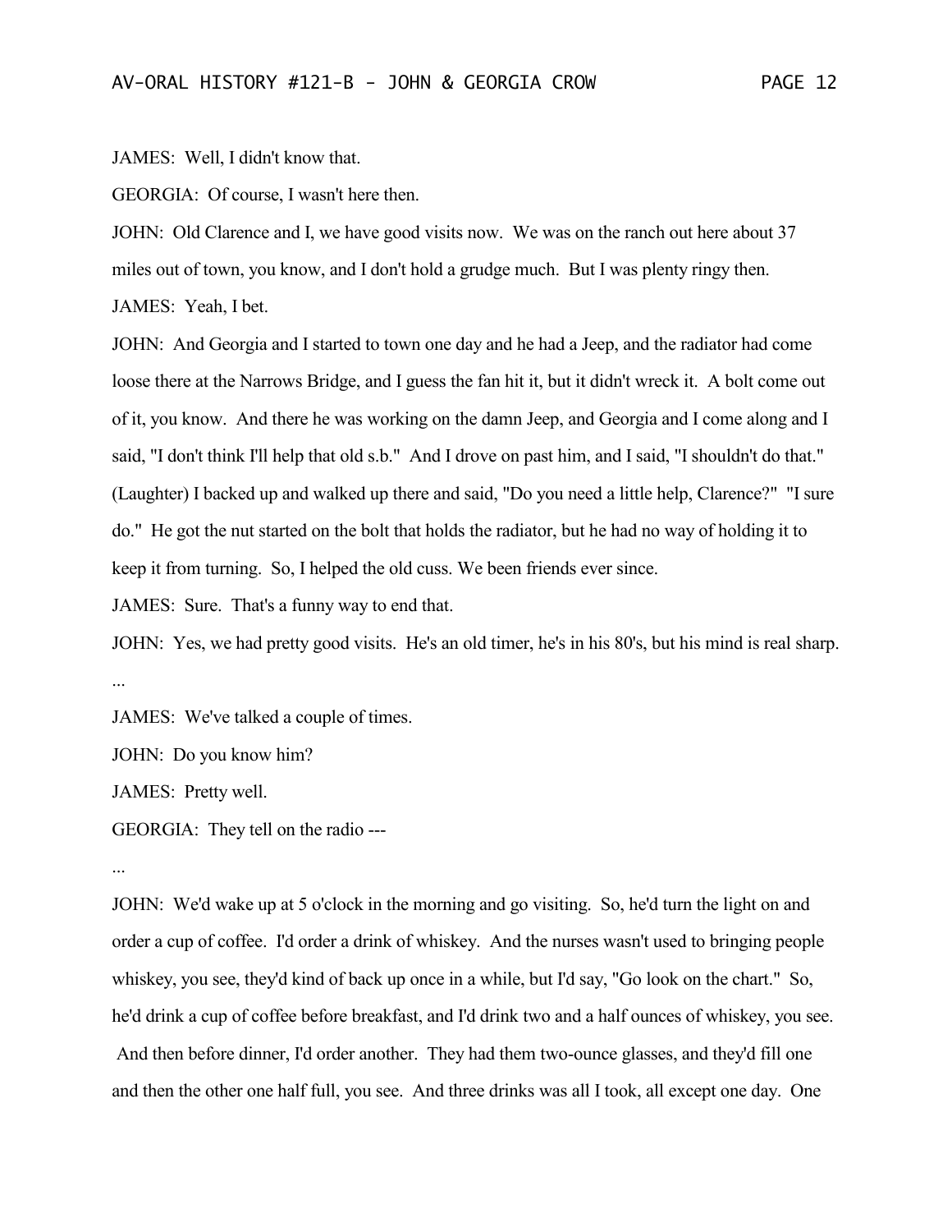JAMES: Well, I didn't know that.

GEORGIA: Of course, I wasn't here then.

JOHN: Old Clarence and I, we have good visits now. We was on the ranch out here about 37 miles out of town, you know, and I don't hold a grudge much. But I was plenty ringy then.

JAMES: Yeah, I bet.

JOHN: And Georgia and I started to town one day and he had a Jeep, and the radiator had come loose there at the Narrows Bridge, and I guess the fan hit it, but it didn't wreck it. A bolt come out of it, you know. And there he was working on the damn Jeep, and Georgia and I come along and I said, "I don't think I'll help that old s.b." And I drove on past him, and I said, "I shouldn't do that." (Laughter) I backed up and walked up there and said, "Do you need a little help, Clarence?" "I sure do." He got the nut started on the bolt that holds the radiator, but he had no way of holding it to keep it from turning. So, I helped the old cuss. We been friends ever since.

JAMES: Sure. That's a funny way to end that.

JOHN: Yes, we had pretty good visits. He's an old timer, he's in his 80's, but his mind is real sharp.

...

JAMES: We've talked a couple of times.

JOHN: Do you know him?

JAMES: Pretty well.

GEORGIA: They tell on the radio ---

...

JOHN: We'd wake up at 5 o'clock in the morning and go visiting. So, he'd turn the light on and order a cup of coffee. I'd order a drink of whiskey. And the nurses wasn't used to bringing people whiskey, you see, they'd kind of back up once in a while, but I'd say, "Go look on the chart." So, he'd drink a cup of coffee before breakfast, and I'd drink two and a half ounces of whiskey, you see. And then before dinner, I'd order another. They had them two-ounce glasses, and they'd fill one and then the other one half full, you see. And three drinks was all I took, all except one day. One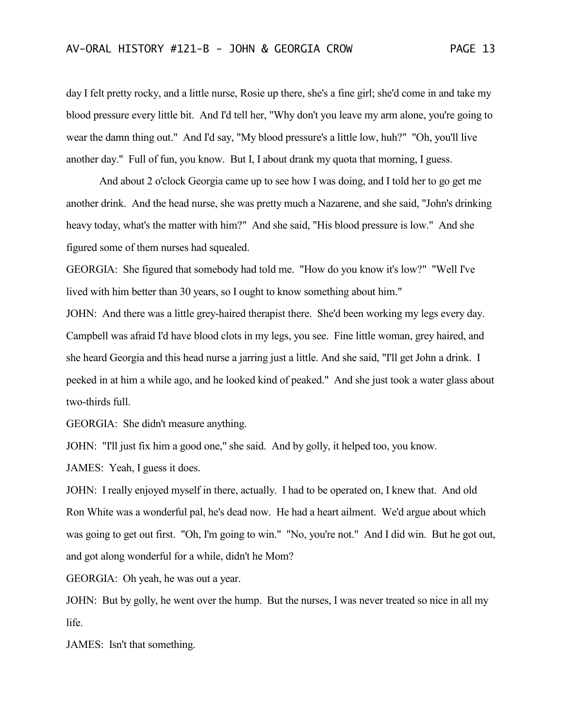day I felt pretty rocky, and a little nurse, Rosie up there, she's a fine girl; she'd come in and take my blood pressure every little bit. And I'd tell her, "Why don't you leave my arm alone, you're going to wear the damn thing out." And I'd say, "My blood pressure's a little low, huh?" "Oh, you'll live another day." Full of fun, you know. But I, I about drank my quota that morning, I guess.

And about 2 o'clock Georgia came up to see how I was doing, and I told her to go get me another drink. And the head nurse, she was pretty much a Nazarene, and she said, "John's drinking heavy today, what's the matter with him?" And she said, "His blood pressure is low." And she figured some of them nurses had squealed.

GEORGIA: She figured that somebody had told me. "How do you know it's low?" "Well I've lived with him better than 30 years, so I ought to know something about him."

JOHN: And there was a little grey-haired therapist there. She'd been working my legs every day. Campbell was afraid I'd have blood clots in my legs, you see. Fine little woman, grey haired, and she heard Georgia and this head nurse a jarring just a little. And she said, "I'll get John a drink. I peeked in at him a while ago, and he looked kind of peaked." And she just took a water glass about two-thirds full.

GEORGIA: She didn't measure anything.

JOHN: "I'll just fix him a good one," she said. And by golly, it helped too, you know.

JAMES: Yeah, I guess it does.

JOHN: I really enjoyed myself in there, actually. I had to be operated on, I knew that. And old Ron White was a wonderful pal, he's dead now. He had a heart ailment. We'd argue about which was going to get out first. "Oh, I'm going to win." "No, you're not." And I did win. But he got out, and got along wonderful for a while, didn't he Mom?

GEORGIA: Oh yeah, he was out a year.

JOHN: But by golly, he went over the hump. But the nurses, I was never treated so nice in all my life.

JAMES: Isn't that something.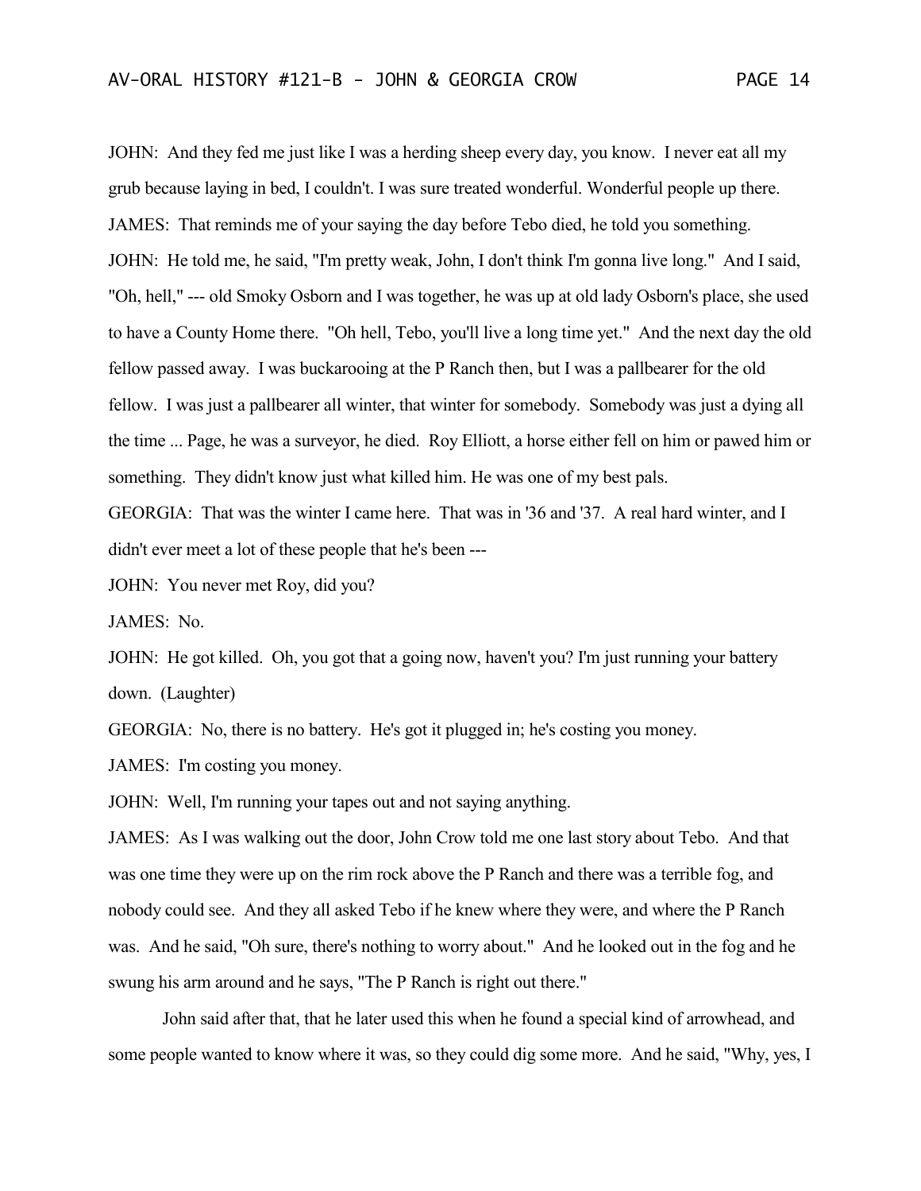JOHN: And they fed me just like I was a herding sheep every day, you know. I never eat all my grub because laying in bed, I couldn't. I was sure treated wonderful. Wonderful people up there.

JAMES: That reminds me of your saying the day before Tebo died, he told you something.

JOHN: He told me, he said, "I'm pretty weak, John, I don't think I'm gonna live long." And I said, "Oh, hell," --- old Smoky Osborn and I was together, he was up at old lady Osborn's place, she used to have a County Home there. "Oh hell, Tebo, you'll live a long time yet." And the next day the old fellow passed away. I was buckarooing at the P Ranch then, but I was a pallbearer for the old fellow. I was just a pallbearer all winter, that winter for somebody. Somebody was just a dying all the time ... Page, he was a surveyor, he died. Roy Elliott, a horse either fell on him or pawed him or something. They didn't know just what killed him. He was one of my best pals.

GEORGIA: That was the winter I came here. That was in '36 and '37. A real hard winter, and I didn't ever meet a lot of these people that he's been ---

JOHN: You never met Roy, did you?

JAMES: No.

JOHN: He got killed. Oh, you got that a going now, haven't you? I'm just running your battery down. (Laughter)

GEORGIA: No, there is no battery. He's got it plugged in; he's costing you money.

JAMES: I'm costing you money.

JOHN: Well, I'm running your tapes out and not saying anything.

JAMES: As I was walking out the door, John Crow told me one last story about Tebo. And that was one time they were up on the rim rock above the P Ranch and there was a terrible fog, and nobody could see. And they all asked Tebo if he knew where they were, and where the P Ranch was. And he said, "Oh sure, there's nothing to worry about." And he looked out in the fog and he swung his arm around and he says, "The P Ranch is right out there."

John said after that, that he later used this when he found a special kind of arrowhead, and some people wanted to know where it was, so they could dig some more. And he said, "Why, yes, I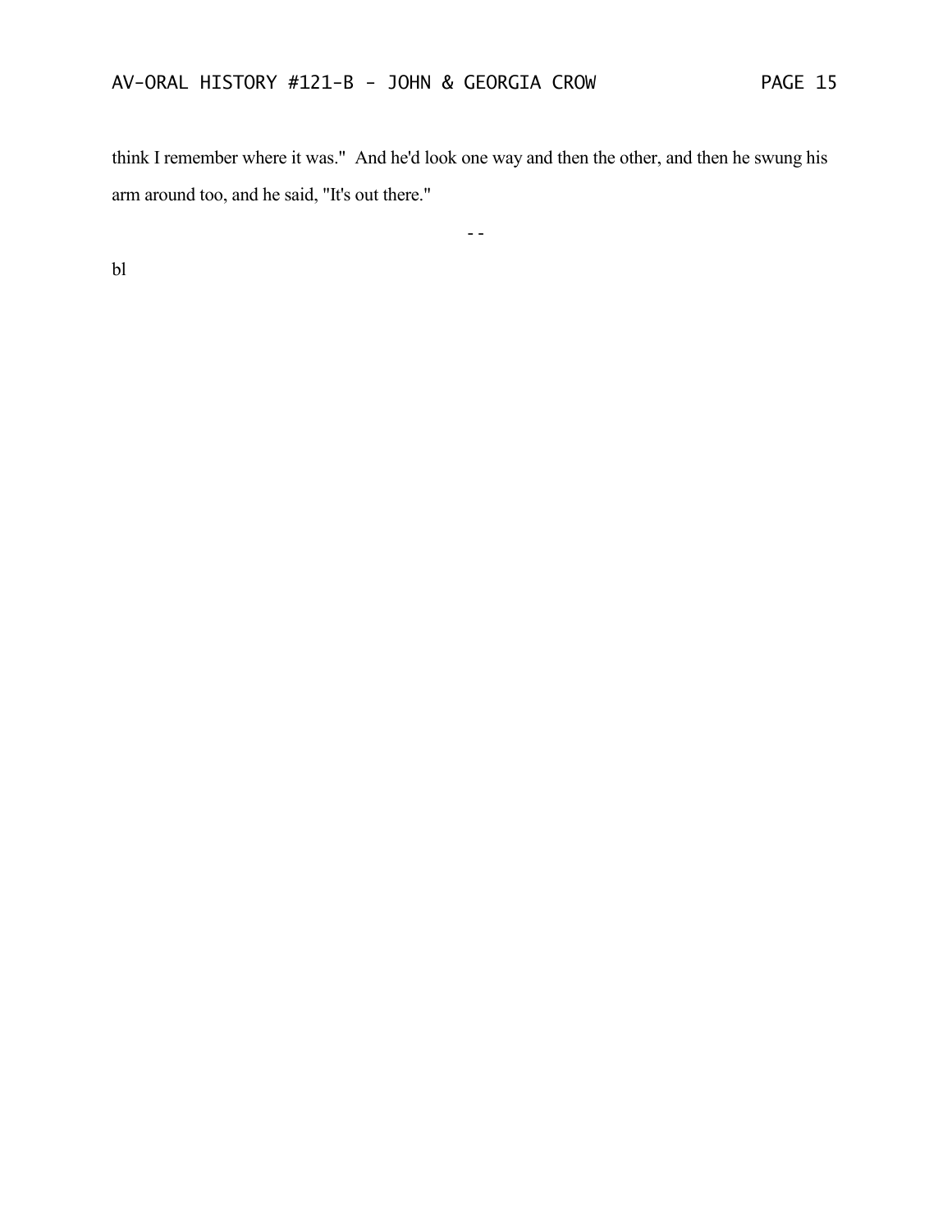think I remember where it was." And he'd look one way and then the other, and then he swung his arm around too, and he said, "It's out there."

- -

bl